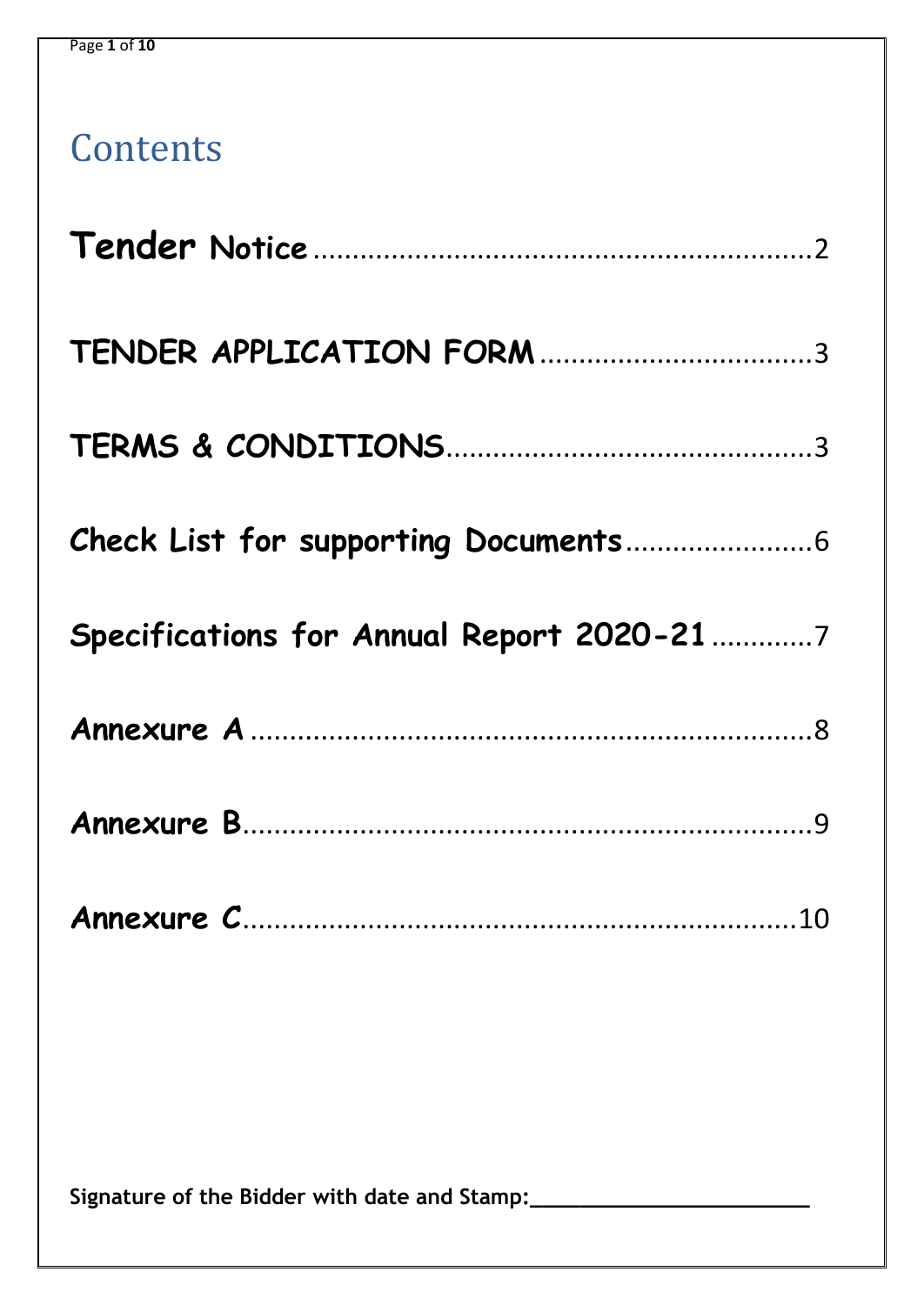# Contents

**Tender Notice** ................................................................ 2

**TENDER APPLICATION FORM** .................................. 3

**TERMS & CONDITIONS** ............................................. 3

**Check List for supporting Documents** ........................ 6

**Specifications for Annual Report 2020-21** ............. 7

**Annexure A** ........................................................... 8

**Annexure B** ........................................................... 9

**Annexure C** ........................................................... 10

**Signature of the Bidder with date and Stamp:\_\_\_\_\_\_\_\_\_\_\_\_\_\_\_\_\_\_\_\_\_\_\_**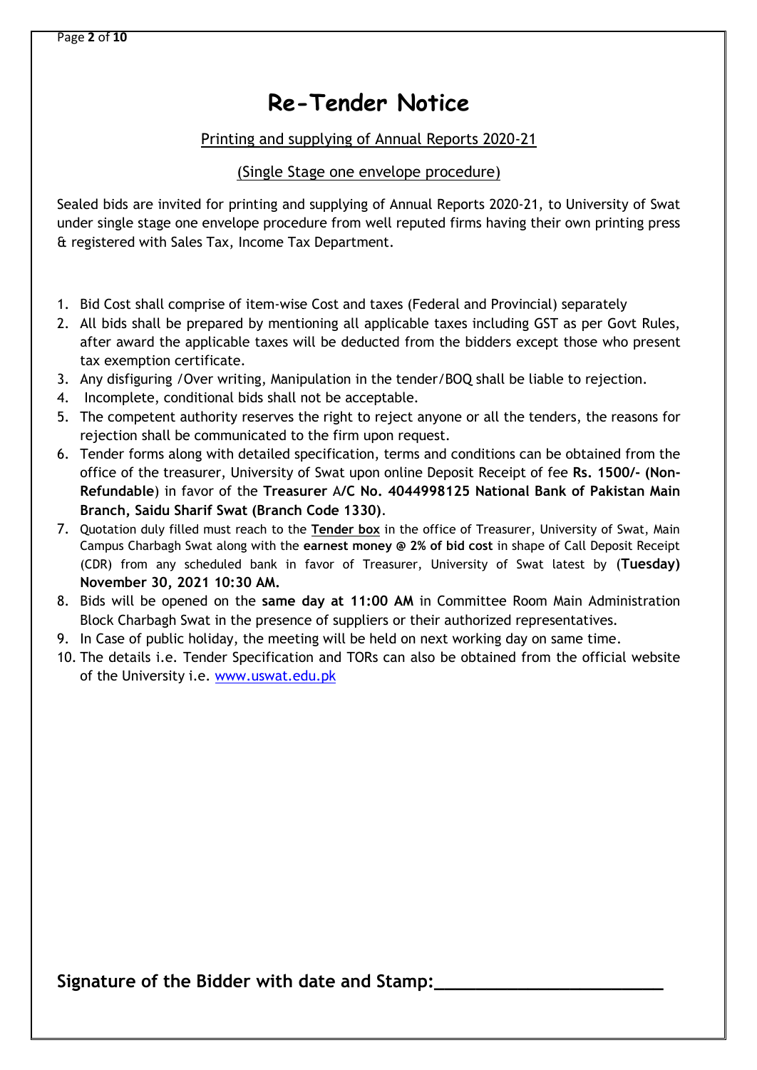# Re-Tender Notice

Printing and supplying of Annual Reports 2020-21

(Single Stage one envelope procedure)

Sealed bids are invited for printing and supplying of Annual Reports 2020-21, to University of Swat under single stage one envelope procedure from well reputed firms having their own printing press & registered with Sales Tax, Income Tax Department.

1. Bid Cost shall comprise of item-wise Cost and taxes (Federal and Provincial) separately
2. All bids shall be prepared by mentioning all applicable taxes including GST as per Govt Rules, after award the applicable taxes will be deducted from the bidders except those who present tax exemption certificate.
3. Any disfiguring /Over writing, Manipulation in the tender/BOQ shall be liable to rejection.
4. Incomplete, conditional bids shall not be acceptable.
5. The competent authority reserves the right to reject anyone or all the tenders, the reasons for rejection shall be communicated to the firm upon request.
6. Tender forms along with detailed specification, terms and conditions can be obtained from the office of the treasurer, University of Swat upon online Deposit Receipt of fee **Rs. 1500/- (Non-Refundable**) in favor of the **Treasurer** A**/C No. 4044998125 National Bank of Pakistan Main Branch, Saidu Sharif Swat (Branch Code 1330)**.
7. Quotation duly filled must reach to the **Tender box** in the office of Treasurer, University of Swat, Main Campus Charbagh Swat along with the **earnest money @ 2% of bid cost** in shape of Call Deposit Receipt (CDR) from any scheduled bank in favor of Treasurer, University of Swat latest by (**Tuesday) November 30, 2021 10:30 AM.**
8. Bids will be opened on the **same day at 11:00 AM** in Committee Room Main Administration Block Charbagh Swat in the presence of suppliers or their authorized representatives.
9. In Case of public holiday, the meeting will be held on next working day on same time.
10. The details i.e. Tender Specification and TORs can also be obtained from the official website of the University i.e. www.uswat.edu.pk

**Signature of the Bidder with date and Stamp:______________________**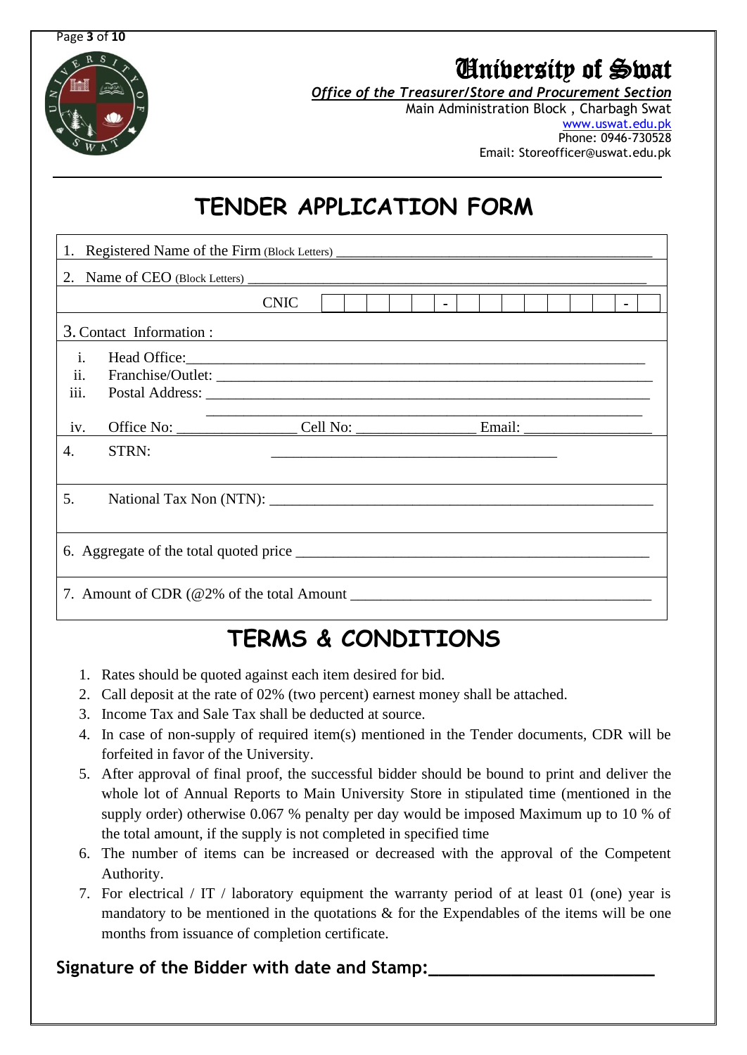# University of Swat

***Office of the Treasurer/Store and Procurement Section***

Main Administration Block , Charbagh Swat

www.uswat.edu.pk

Phone: 0946-730528

Email: Storeofficer@uswat.edu.pk

## TENDER APPLICATION FORM

1. Registered Name of the Firm (Block Letters) ____________________________________________

2. Name of CEO (Block Letters) ______________________________________________________

CNIC | | | | | | - | | | | | | | | - | |

3. Contact Information :

i. Head Office:_______________________________________________________________

ii. Franchise/Outlet: ___________________________________________________________

iii. Postal Address: ____________________________________________________________

_______________________________________________________________

iv. Office No: ________________ Cell No: ________________ Email: _________________

4. STRN: _______________________________________

5. National Tax Non (NTN): _______________________________________________________

6. Aggregate of the total quoted price ________________________________________________

7. Amount of CDR (@2% of the total Amount _________________________________________

## TERMS & CONDITIONS

1. Rates should be quoted against each item desired for bid.
2. Call deposit at the rate of 02% (two percent) earnest money shall be attached.
3. Income Tax and Sale Tax shall be deducted at source.
4. In case of non-supply of required item(s) mentioned in the Tender documents, CDR will be forfeited in favor of the University.
5. After approval of final proof, the successful bidder should be bound to print and deliver the whole lot of Annual Reports to Main University Store in stipulated time (mentioned in the supply order) otherwise 0.067 % penalty per day would be imposed Maximum up to 10 % of the total amount, if the supply is not completed in specified time
6. The number of items can be increased or decreased with the approval of the Competent Authority.
7. For electrical / IT / laboratory equipment the warranty period of at least 01 (one) year is mandatory to be mentioned in the quotations & for the Expendables of the items will be one months from issuance of completion certificate.

**Signature of the Bidder with date and Stamp:________________________**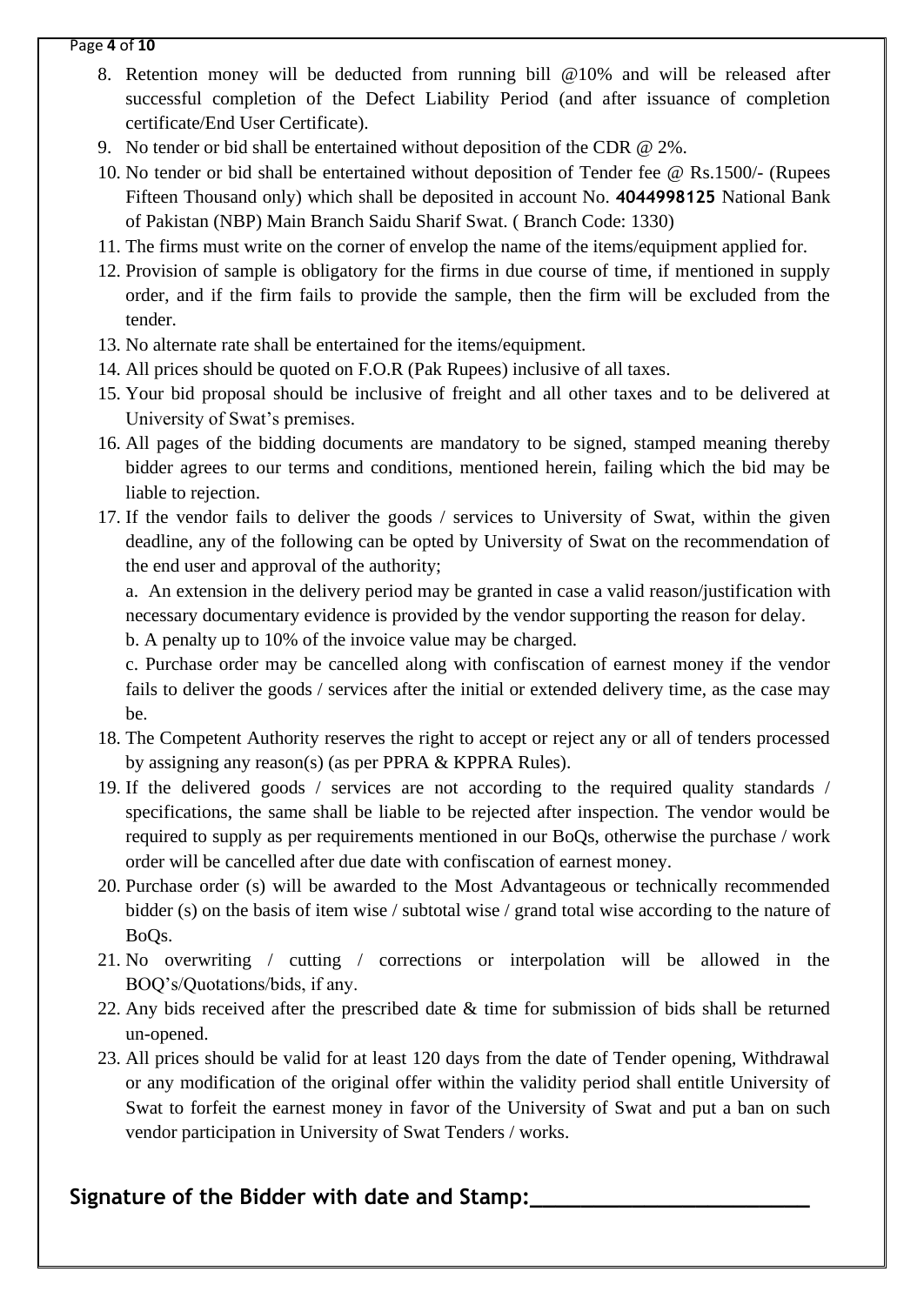8. Retention money will be deducted from running bill @10% and will be released after successful completion of the Defect Liability Period (and after issuance of completion certificate/End User Certificate).
9. No tender or bid shall be entertained without deposition of the CDR @ 2%.
10. No tender or bid shall be entertained without deposition of Tender fee @ Rs.1500/- (Rupees Fifteen Thousand only) which shall be deposited in account No. **4044998125** National Bank of Pakistan (NBP) Main Branch Saidu Sharif Swat. ( Branch Code: 1330)
11. The firms must write on the corner of envelop the name of the items/equipment applied for.
12. Provision of sample is obligatory for the firms in due course of time, if mentioned in supply order, and if the firm fails to provide the sample, then the firm will be excluded from the tender.
13. No alternate rate shall be entertained for the items/equipment.
14. All prices should be quoted on F.O.R (Pak Rupees) inclusive of all taxes.
15. Your bid proposal should be inclusive of freight and all other taxes and to be delivered at University of Swat's premises.
16. All pages of the bidding documents are mandatory to be signed, stamped meaning thereby bidder agrees to our terms and conditions, mentioned herein, failing which the bid may be liable to rejection.
17. If the vendor fails to deliver the goods / services to University of Swat, within the given deadline, any of the following can be opted by University of Swat on the recommendation of the end user and approval of the authority;

    a. An extension in the delivery period may be granted in case a valid reason/justification with necessary documentary evidence is provided by the vendor supporting the reason for delay.

    b. A penalty up to 10% of the invoice value may be charged.

    c. Purchase order may be cancelled along with confiscation of earnest money if the vendor fails to deliver the goods / services after the initial or extended delivery time, as the case may be.
18. The Competent Authority reserves the right to accept or reject any or all of tenders processed by assigning any reason(s) (as per PPRA & KPPRA Rules).
19. If the delivered goods / services are not according to the required quality standards / specifications, the same shall be liable to be rejected after inspection. The vendor would be required to supply as per requirements mentioned in our BoQs, otherwise the purchase / work order will be cancelled after due date with confiscation of earnest money.
20. Purchase order (s) will be awarded to the Most Advantageous or technically recommended bidder (s) on the basis of item wise / subtotal wise / grand total wise according to the nature of BoQs.
21. No overwriting / cutting / corrections or interpolation will be allowed in the BOQ's/Quotations/bids, if any.
22. Any bids received after the prescribed date & time for submission of bids shall be returned un-opened.
23. All prices should be valid for at least 120 days from the date of Tender opening, Withdrawal or any modification of the original offer within the validity period shall entitle University of Swat to forfeit the earnest money in favor of the University of Swat and put a ban on such vendor participation in University of Swat Tenders / works.

**Signature of the Bidder with date and Stamp:________________________**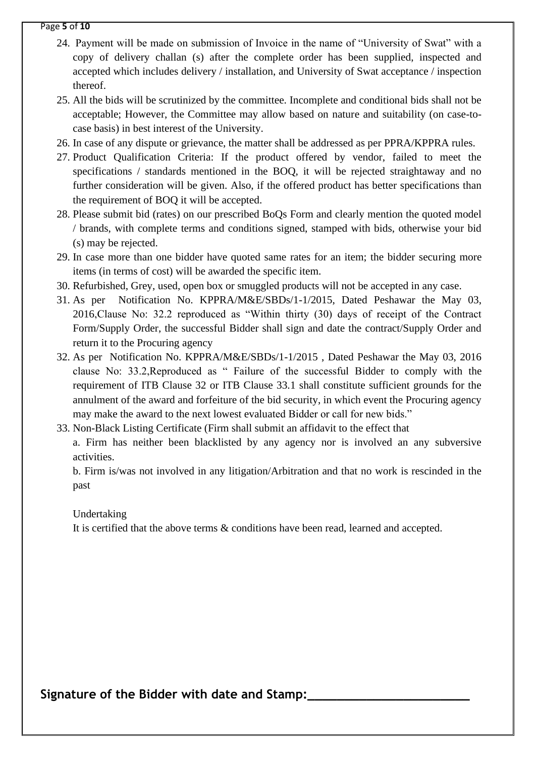24. Payment will be made on submission of Invoice in the name of "University of Swat" with a copy of delivery challan (s) after the complete order has been supplied, inspected and accepted which includes delivery / installation, and University of Swat acceptance / inspection thereof.
25. All the bids will be scrutinized by the committee. Incomplete and conditional bids shall not be acceptable; However, the Committee may allow based on nature and suitability (on case-to-case basis) in best interest of the University.
26. In case of any dispute or grievance, the matter shall be addressed as per PPRA/KPPRA rules.
27. Product Qualification Criteria: If the product offered by vendor, failed to meet the specifications / standards mentioned in the BOQ, it will be rejected straightaway and no further consideration will be given. Also, if the offered product has better specifications than the requirement of BOQ it will be accepted.
28. Please submit bid (rates) on our prescribed BoQs Form and clearly mention the quoted model / brands, with complete terms and conditions signed, stamped with bids, otherwise your bid (s) may be rejected.
29. In case more than one bidder have quoted same rates for an item; the bidder securing more items (in terms of cost) will be awarded the specific item.
30. Refurbished, Grey, used, open box or smuggled products will not be accepted in any case.
31. As per Notification No. KPPRA/M&E/SBDs/1-1/2015, Dated Peshawar the May 03, 2016,Clause No: 32.2 reproduced as "Within thirty (30) days of receipt of the Contract Form/Supply Order, the successful Bidder shall sign and date the contract/Supply Order and return it to the Procuring agency
32. As per Notification No. KPPRA/M&E/SBDs/1-1/2015 , Dated Peshawar the May 03, 2016 clause No: 33.2,Reproduced as " Failure of the successful Bidder to comply with the requirement of ITB Clause 32 or ITB Clause 33.1 shall constitute sufficient grounds for the annulment of the award and forfeiture of the bid security, in which event the Procuring agency may make the award to the next lowest evaluated Bidder or call for new bids."
33. Non-Black Listing Certificate (Firm shall submit an affidavit to the effect that

    a. Firm has neither been blacklisted by any agency nor is involved an any subversive activities.

    b. Firm is/was not involved in any litigation/Arbitration and that no work is rescinded in the past

    Undertaking

    It is certified that the above terms & conditions have been read, learned and accepted.

**Signature of the Bidder with date and Stamp:________________________**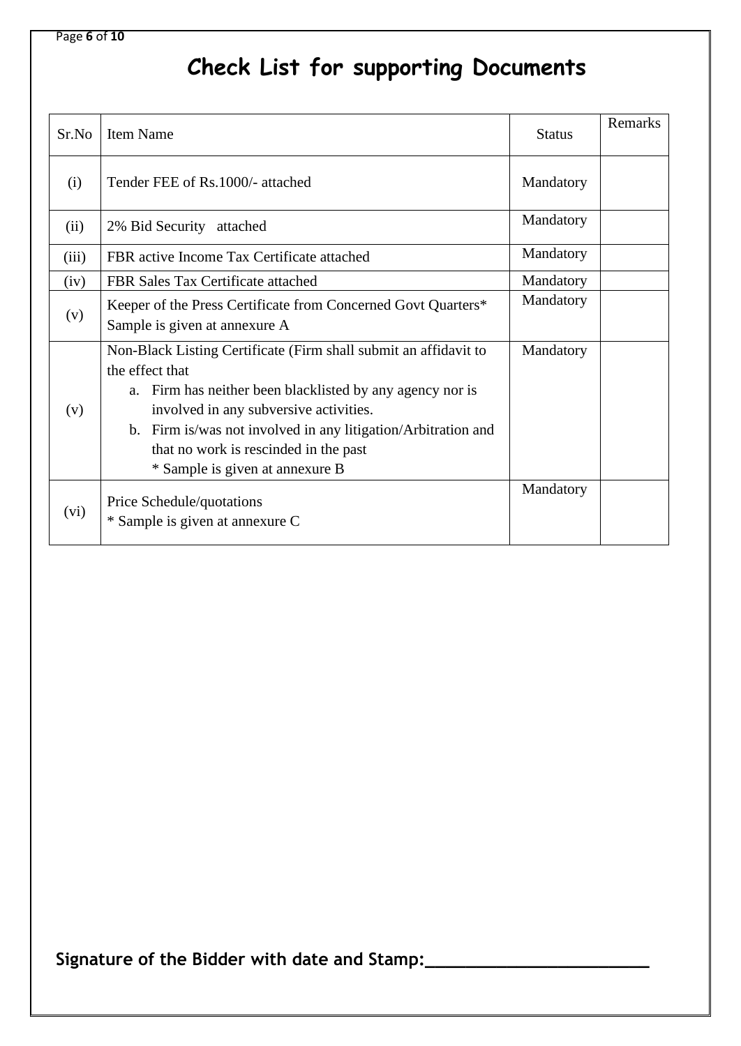# Check List for supporting Documents

| Sr.No | Item Name | Status | Remarks |
|---|---|---|---|
| (i) | Tender FEE of Rs.1000/- attached | Mandatory | |
| (ii) | 2% Bid Security attached | Mandatory | |
| (iii) | FBR active Income Tax Certificate attached | Mandatory | |
| (iv) | FBR Sales Tax Certificate attached | Mandatory | |
| (v) | Keeper of the Press Certificate from Concerned Govt Quarters* Sample is given at annexure A | Mandatory | |
| (v) | Non-Black Listing Certificate (Firm shall submit an affidavit to the effect that<br>a. Firm has neither been blacklisted by any agency nor is involved in any subversive activities.<br>b. Firm is/was not involved in any litigation/Arbitration and that no work is rescinded in the past<br>* Sample is given at annexure B | Mandatory | |
| (vi) | Price Schedule/quotations<br>* Sample is given at annexure C | Mandatory | |

**Signature of the Bidder with date and Stamp:_______________________**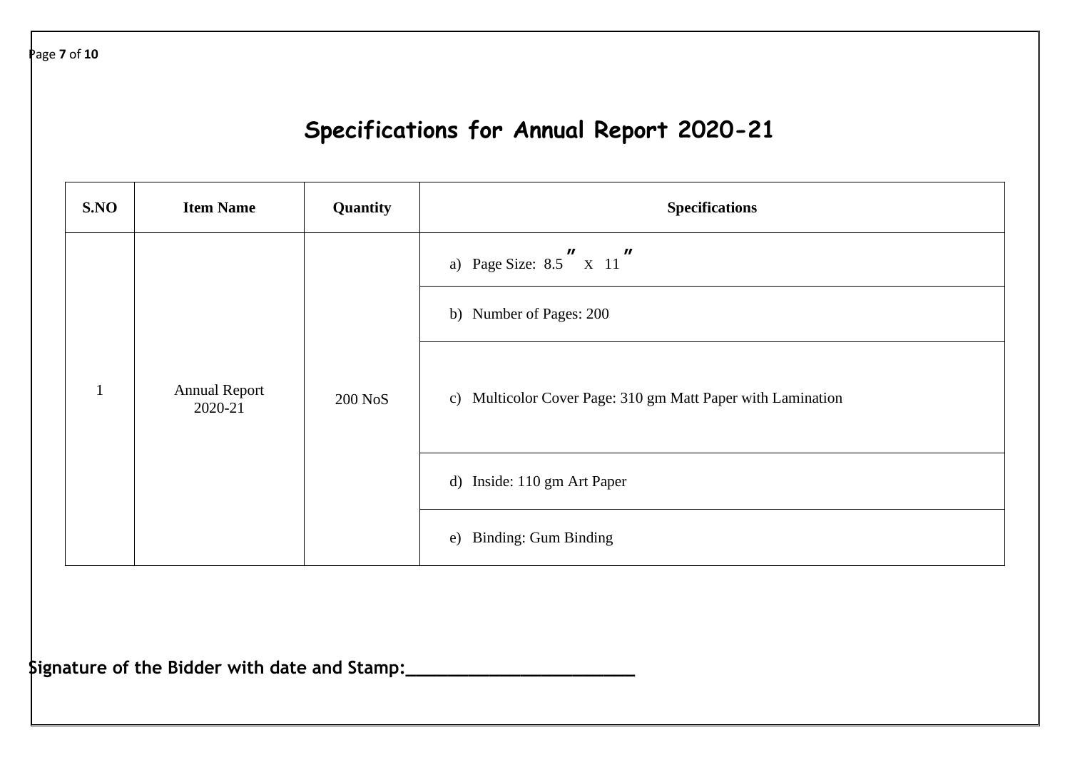# Specifications for Annual Report 2020-21

| S.NO | Item Name | Quantity | Specifications |
|---|---|---|---|
| 1 | Annual Report 2020-21 | 200 NoS | a) Page Size: 8.5″ x 11″ |
| | | | b) Number of Pages: 200 |
| | | | c) Multicolor Cover Page: 310 gm Matt Paper with Lamination |
| | | | d) Inside: 110 gm Art Paper |
| | | | e) Binding: Gum Binding |

**Signature of the Bidder with date and Stamp:________________________**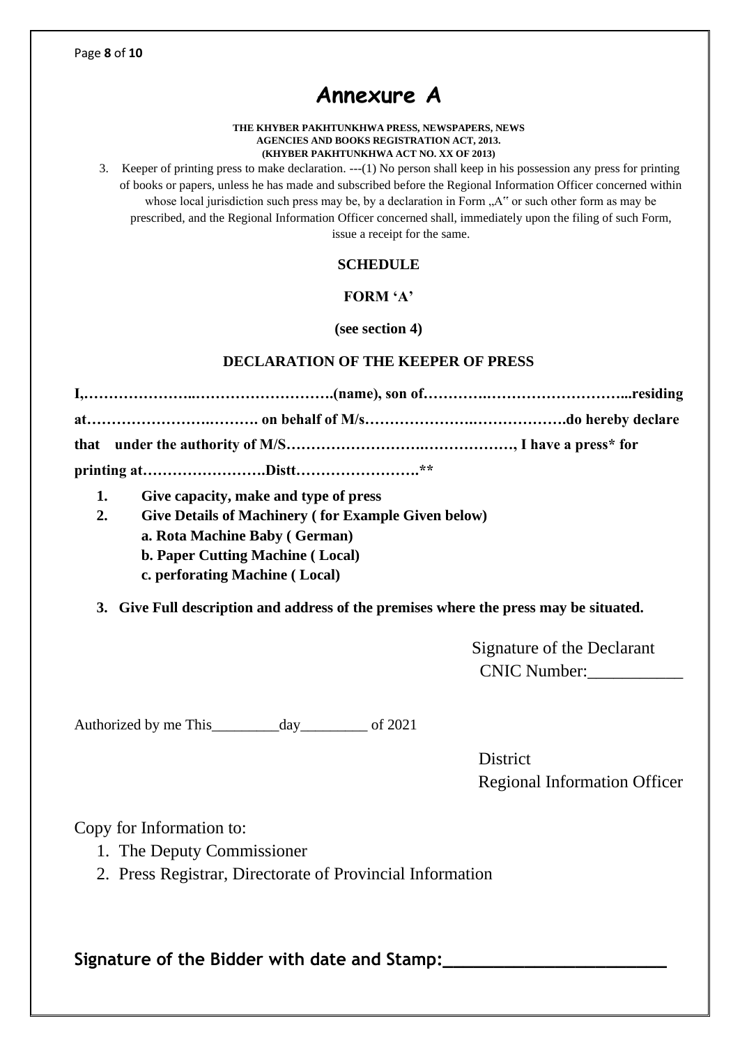# Annexure A

**THE KHYBER PAKHTUNKHWA PRESS, NEWSPAPERS, NEWS AGENCIES AND BOOKS REGISTRATION ACT, 2013.**
**(KHYBER PAKHTUNKHWA ACT NO. XX OF 2013)**

3. Keeper of printing press to make declaration. ---(1) No person shall keep in his possession any press for printing of books or papers, unless he has made and subscribed before the Regional Information Officer concerned within whose local jurisdiction such press may be, by a declaration in Form „A" or such other form as may be prescribed, and the Regional Information Officer concerned shall, immediately upon the filing of such Form, issue a receipt for the same.

**SCHEDULE**

**FORM 'A'**

**(see section 4)**

**DECLARATION OF THE KEEPER OF PRESS**

**I,…………………..……………………….(name), son of………….………………………..residing at……………………..………. on behalf of M/s…………………..……………….do hereby declare that under the authority of M/S……………………….………………, I have a press\* for printing at…………………….Distt…………………….\*\***

1. **Give capacity, make and type of press**
2. **Give Details of Machinery ( for Example Given below)**
   - **a. Rota Machine Baby ( German)**
   - **b. Paper Cutting Machine ( Local)**
   - **c. perforating Machine ( Local)**
3. **Give Full description and address of the premises where the press may be situated.**

Signature of the Declarant
CNIC Number:___________

Authorized by me This_________day_________ of 2021

District
Regional Information Officer

Copy for Information to:

1. The Deputy Commissioner
2. Press Registrar, Directorate of Provincial Information

**Signature of the Bidder with date and Stamp:______________________**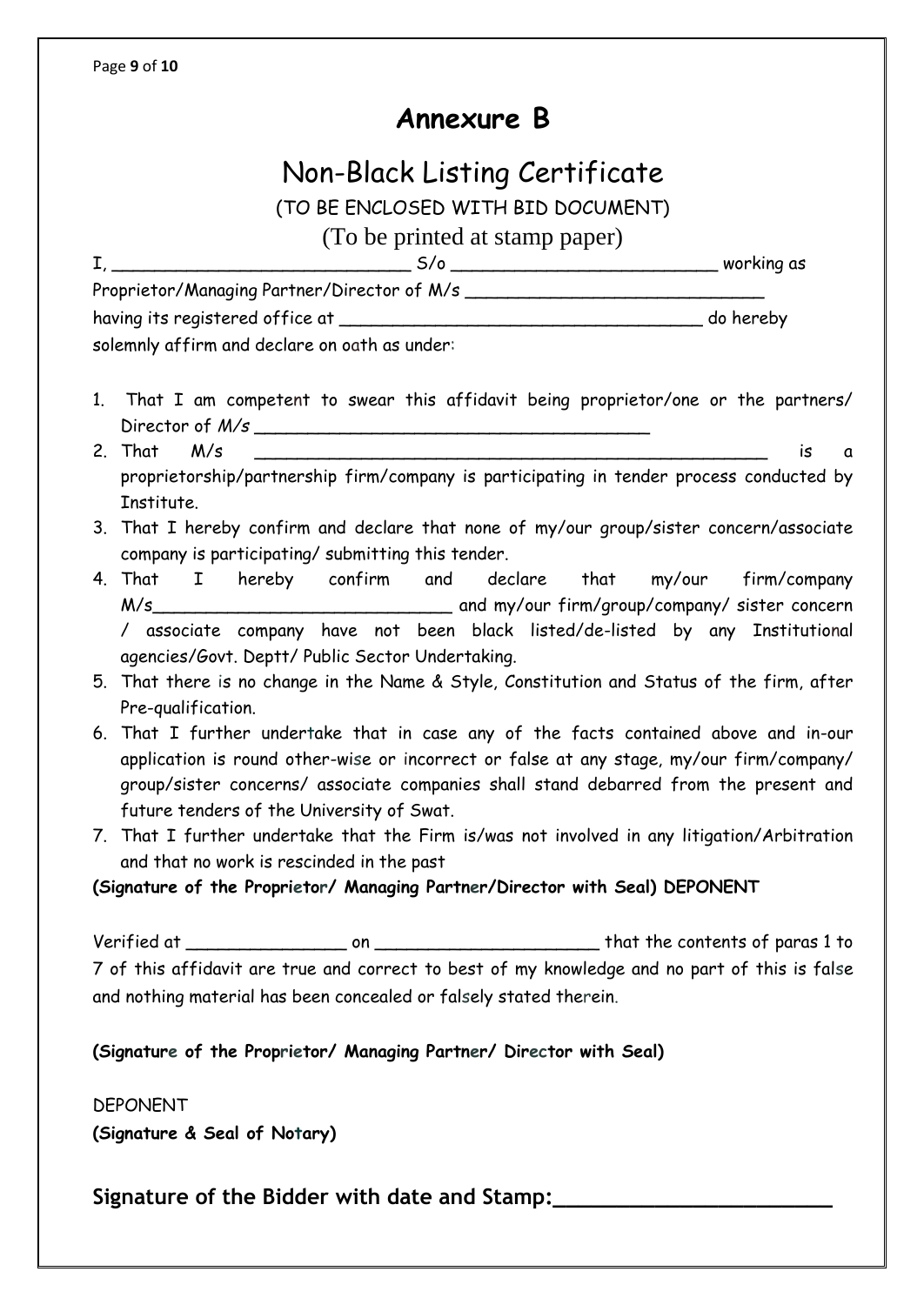# Annexure B

## Non-Black Listing Certificate

(TO BE ENCLOSED WITH BID DOCUMENT)

(To be printed at stamp paper)

I, ____________________________ S/o _________________________ working as Proprietor/Managing Partner/Director of M/s ____________________________ having its registered office at __________________________________ do hereby solemnly affirm and declare on oath as under:

1. That I am competent to swear this affidavit being proprietor/one or the partners/ Director of *M/s* ______________________________________
2. That M/s __________________________________________________ is a proprietorship/partnership firm/company is participating in tender process conducted by Institute.
3. That I hereby confirm and declare that none of my/our group/sister concern/associate company is participating/ submitting this tender.
4. That I hereby confirm and declare that my/our firm/company M/s____________________________ and my/our firm/group/company/ sister concern / associate company have not been black listed/de-listed by any Institutional agencies/Govt. Deptt/ Public Sector Undertaking.
5. That there is no change in the Name & Style, Constitution and Status of the firm, after Pre-qualification.
6. That I further undertake that in case any of the facts contained above and in-our application is round other-wise or incorrect or false at any stage, my/our firm/company/ group/sister concerns/ associate companies shall stand debarred from the present and future tenders of the University of Swat.
7. That I further undertake that the Firm is/was not involved in any litigation/Arbitration and that no work is rescinded in the past

**(Signature of the Proprietor/ Managing Partner/Director with Seal) DEPONENT**

Verified at _______________ on _____________________ that the contents of paras 1 to 7 of this affidavit are true and correct to best of my knowledge and no part of this is false and nothing material has been concealed or falsely stated therein.

**(Signature of the Proprietor/ Managing Partner/ Director with Seal)**

DEPONENT

**(Signature & Seal of Notary)**

**Signature of the Bidder with date and Stamp:______________________**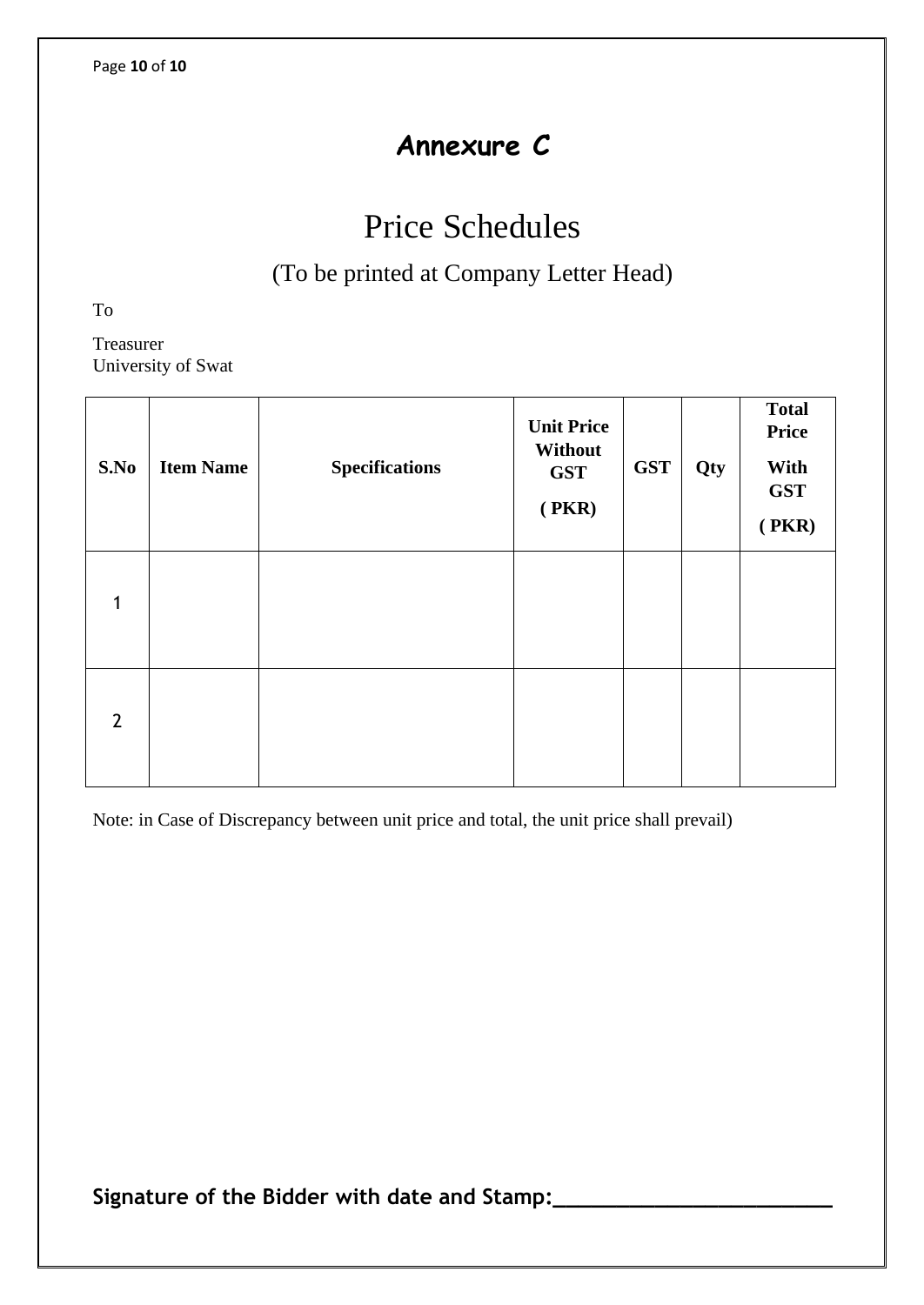# Annexure C

## Price Schedules

(To be printed at Company Letter Head)

To

Treasurer
University of Swat

| S.No | Item Name | Specifications | Unit Price Without GST ( PKR) | GST | Qty | Total Price With GST ( PKR) |
|---|---|---|---|---|---|---|
| 1 | | | | | | |
| 2 | | | | | | |

Note: in Case of Discrepancy between unit price and total, the unit price shall prevail)

**Signature of the Bidder with date and Stamp:________________________**